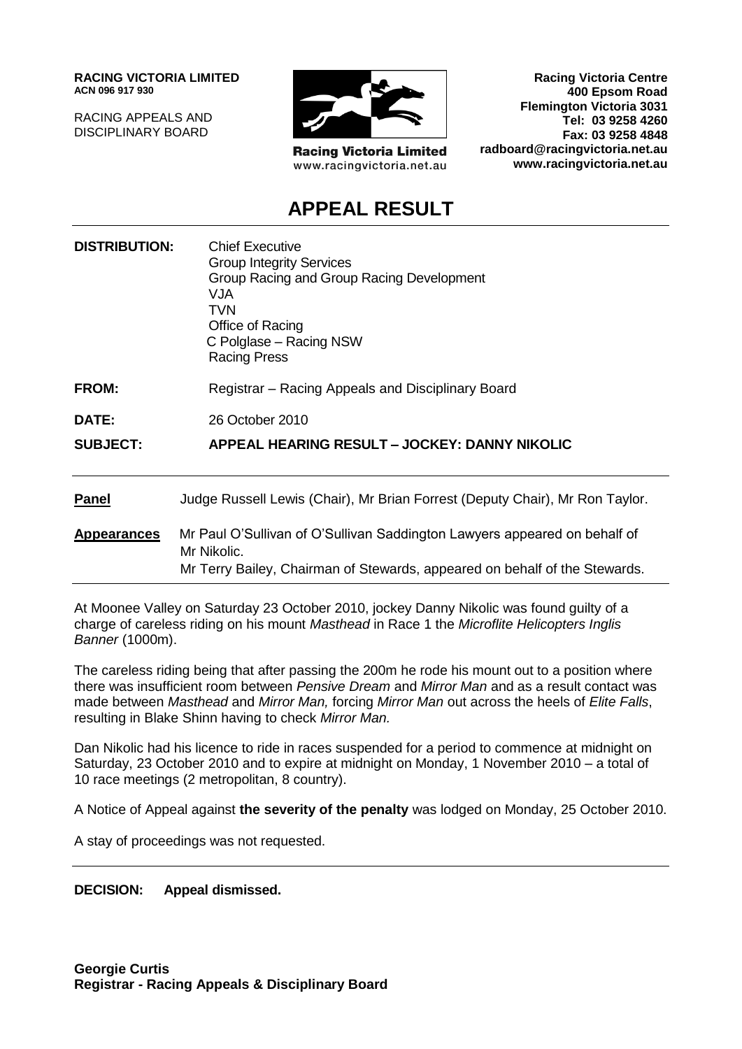**RACING VICTORIA LIMITED**
**ACN 096 917 930**

RACING APPEALS AND
DISCIPLINARY BOARD

**Racing Victoria Limited**
www.racingvictoria.net.au

**Racing Victoria Centre**
**400 Epsom Road**
**Flemington Victoria 3031**
**Tel: 03 9258 4260**
**Fax: 03 9258 4848**
**radboard@racingvictoria.net.au**
**www.racingvictoria.net.au**

# APPEAL RESULT

**DISTRIBUTION:** Chief Executive
Group Integrity Services
Group Racing and Group Racing Development
VJA
TVN
Office of Racing
C Polglase – Racing NSW
Racing Press

**FROM:** Registrar – Racing Appeals and Disciplinary Board

**DATE:** 26 October 2010

**SUBJECT:** **APPEAL HEARING RESULT – JOCKEY: DANNY NIKOLIC**

**Panel** Judge Russell Lewis (Chair), Mr Brian Forrest (Deputy Chair), Mr Ron Taylor.

**Appearances** Mr Paul O'Sullivan of O'Sullivan Saddington Lawyers appeared on behalf of Mr Nikolic.
Mr Terry Bailey, Chairman of Stewards, appeared on behalf of the Stewards.

At Moonee Valley on Saturday 23 October 2010, jockey Danny Nikolic was found guilty of a charge of careless riding on his mount *Masthead* in Race 1 the *Microflite Helicopters Inglis Banner* (1000m).

The careless riding being that after passing the 200m he rode his mount out to a position where there was insufficient room between *Pensive Dream* and *Mirror Man* and as a result contact was made between *Masthead* and *Mirror Man,* forcing *Mirror Man* out across the heels of *Elite Falls*, resulting in Blake Shinn having to check *Mirror Man.*

Dan Nikolic had his licence to ride in races suspended for a period to commence at midnight on Saturday, 23 October 2010 and to expire at midnight on Monday, 1 November 2010 – a total of 10 race meetings (2 metropolitan, 8 country).

A Notice of Appeal against **the severity of the penalty** was lodged on Monday, 25 October 2010.

A stay of proceedings was not requested.

**DECISION: Appeal dismissed.**

**Georgie Curtis**
**Registrar - Racing Appeals & Disciplinary Board**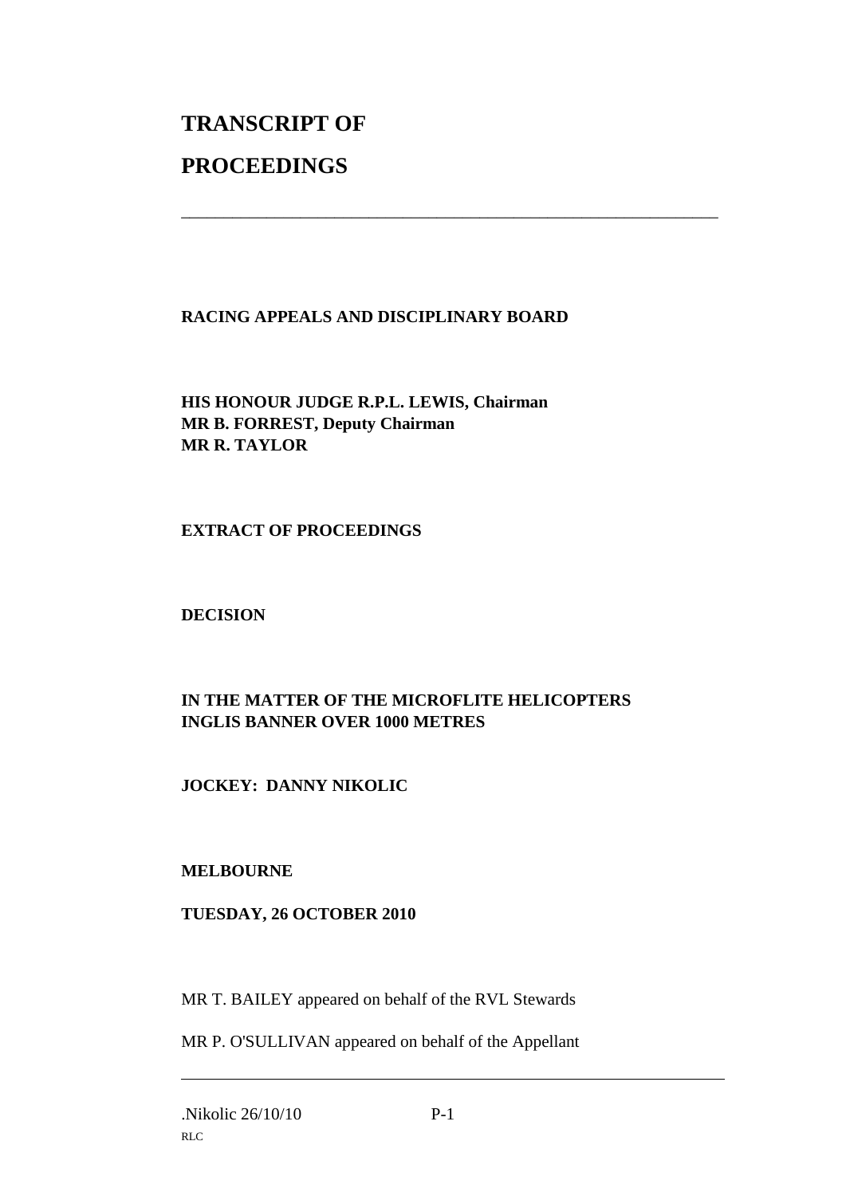# TRANSCRIPT OF

# PROCEEDINGS

---

**RACING APPEALS AND DISCIPLINARY BOARD**

**HIS HONOUR JUDGE R.P.L. LEWIS, Chairman**
**MR B. FORREST, Deputy Chairman**
**MR R. TAYLOR**

**EXTRACT OF PROCEEDINGS**

**DECISION**

**IN THE MATTER OF THE MICROFLITE HELICOPTERS INGLIS BANNER OVER 1000 METRES**

**JOCKEY: DANNY NIKOLIC**

**MELBOURNE**

**TUESDAY, 26 OCTOBER 2010**

MR T. BAILEY appeared on behalf of the RVL Stewards

MR P. O'SULLIVAN appeared on behalf of the Appellant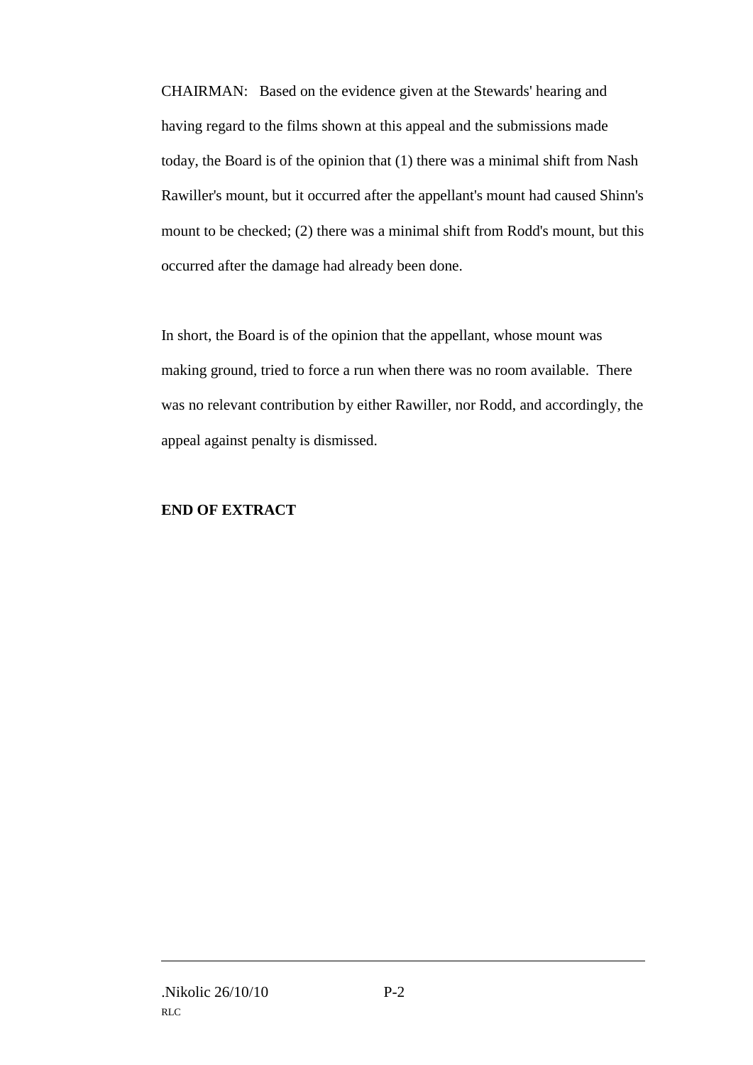CHAIRMAN: Based on the evidence given at the Stewards' hearing and having regard to the films shown at this appeal and the submissions made today, the Board is of the opinion that (1) there was a minimal shift from Nash Rawiller's mount, but it occurred after the appellant's mount had caused Shinn's mount to be checked; (2) there was a minimal shift from Rodd's mount, but this occurred after the damage had already been done.

In short, the Board is of the opinion that the appellant, whose mount was making ground, tried to force a run when there was no room available. There was no relevant contribution by either Rawiller, nor Rodd, and accordingly, the appeal against penalty is dismissed.

**END OF EXTRACT**